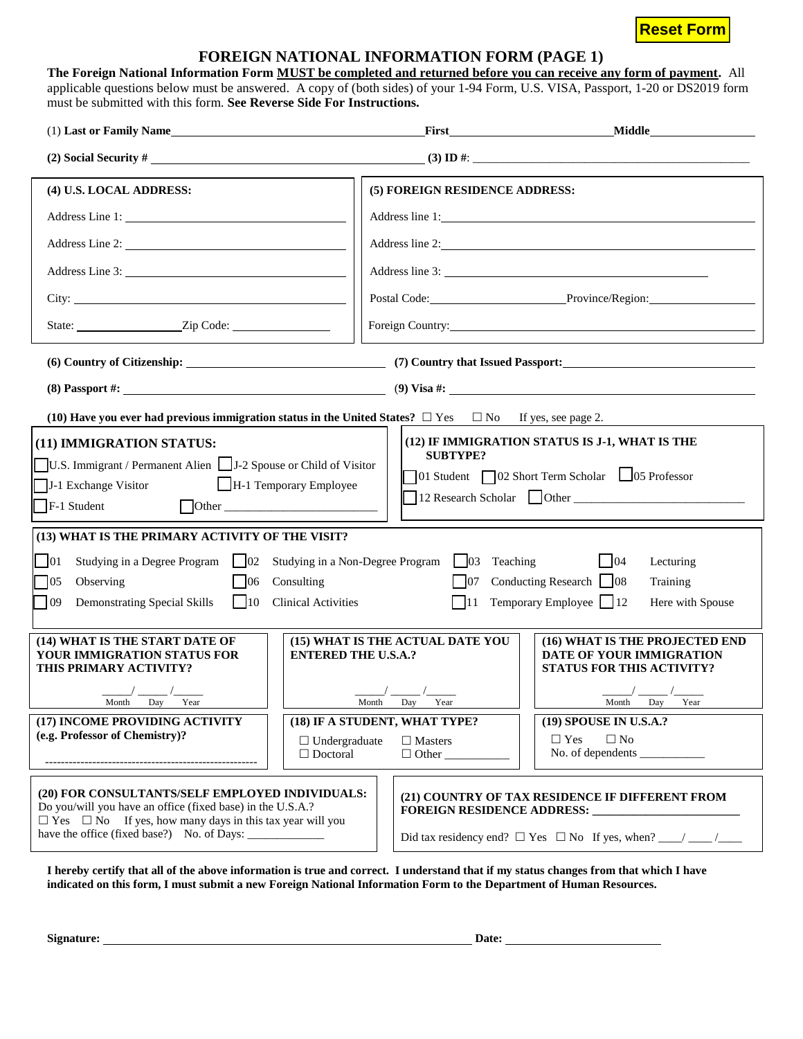Reset Form

# FOREIGN NATIONAL INFORMATION FORM (PAGE 1)

**The Foreign National Information Form MUST be completed and returned before you can receive any form of payment.** All applicable questions below must be answered. A copy of (both sides) of your 1-94 Form, U.S. VISA, Passport, 1-20 or DS2019 form must be submitted with this form. **See Reverse Side For Instructions.**

(1) **Last or Family Name** ______________________ **First** ______________________ **Middle** ______________________

**(2) Social Security #** ______________________ **(3) ID #**: ______________________

**(4) U.S. LOCAL ADDRESS:**

Address Line 1: ______________________

Address Line 2: ______________________

Address Line 3: ______________________

City: ______________________

State: ______________ Zip Code: ______________

**(5) FOREIGN RESIDENCE ADDRESS:**

Address line 1: ______________________

Address line 2: ______________________

Address line 3: ______________________

Postal Code: ______________ Province/Region: ______________

Foreign Country: ______________________

**(6) Country of Citizenship:** ______________________ **(7) Country that Issued Passport:** ______________________

**(8) Passport #:** ______________________ (**9) Visa #:** ______________________

**(10) Have you ever had previous immigration status in the United States?** ☐ Yes ☐ No If yes, see page 2.

**(11) IMMIGRATION STATUS:**

☐ U.S. Immigrant / Permanent Alien ☐ J-2 Spouse or Child of Visitor

☐ J-1 Exchange Visitor ☐ H-1 Temporary Employee

☐ F-1 Student ☐ Other ______________________

**(12) IF IMMIGRATION STATUS IS J-1, WHAT IS THE SUBTYPE?**

☐ 01 Student ☐ 02 Short Term Scholar ☐ 05 Professor

☐ 12 Research Scholar ☐ Other ______________________

**(13) WHAT IS THE PRIMARY ACTIVITY OF THE VISIT?**

| | | | |
|---|---|---|---|
| ☐ 01 Studying in a Degree Program | ☐ 02 Studying in a Non-Degree Program | ☐ 03 Teaching | ☐ 04 Lecturing |
| ☐ 05 Observing | ☐ 06 Consulting | ☐ 07 Conducting Research | ☐ 08 Training |
| ☐ 09 Demonstrating Special Skills | ☐ 10 Clinical Activities | ☐ 11 Temporary Employee | ☐ 12 Here with Spouse |

**(14) WHAT IS THE START DATE OF YOUR IMMIGRATION STATUS FOR THIS PRIMARY ACTIVITY?**

_____/ _____ /_____
Month Day Year

**(15) WHAT IS THE ACTUAL DATE YOU ENTERED THE U.S.A.?**

_____/ _____ /_____
Month Day Year

**(16) WHAT IS THE PROJECTED END DATE OF YOUR IMMIGRATION STATUS FOR THIS ACTIVITY?**

_____/ _____ /_____
Month Day Year

**(17) INCOME PROVIDING ACTIVITY (e.g. Professor of Chemistry)?**

------------------------------------------------------

**(18) IF A STUDENT, WHAT TYPE?**

☐ Undergraduate ☐ Masters
☐ Doctoral ☐ Other ___________

**(19) SPOUSE IN U.S.A.?**

☐ Yes ☐ No
No. of dependents ___________

**(20) FOR CONSULTANTS/SELF EMPLOYED INDIVIDUALS:**
Do you/will you have an office (fixed base) in the U.S.A.?
☐ Yes ☐ No If yes, how many days in this tax year will you have the office (fixed base)? No. of Days: ____________

**(21) COUNTRY OF TAX RESIDENCE IF DIFFERENT FROM FOREIGN RESIDENCE ADDRESS:** ________________________

Did tax residency end? ☐ Yes ☐ No If yes, when? ____/ ____ /____

**I hereby certify that all of the above information is true and correct. I understand that if my status changes from that which I have indicated on this form, I must submit a new Foreign National Information Form to the Department of Human Resources.**

**Signature:** ______________________ **Date:** ______________________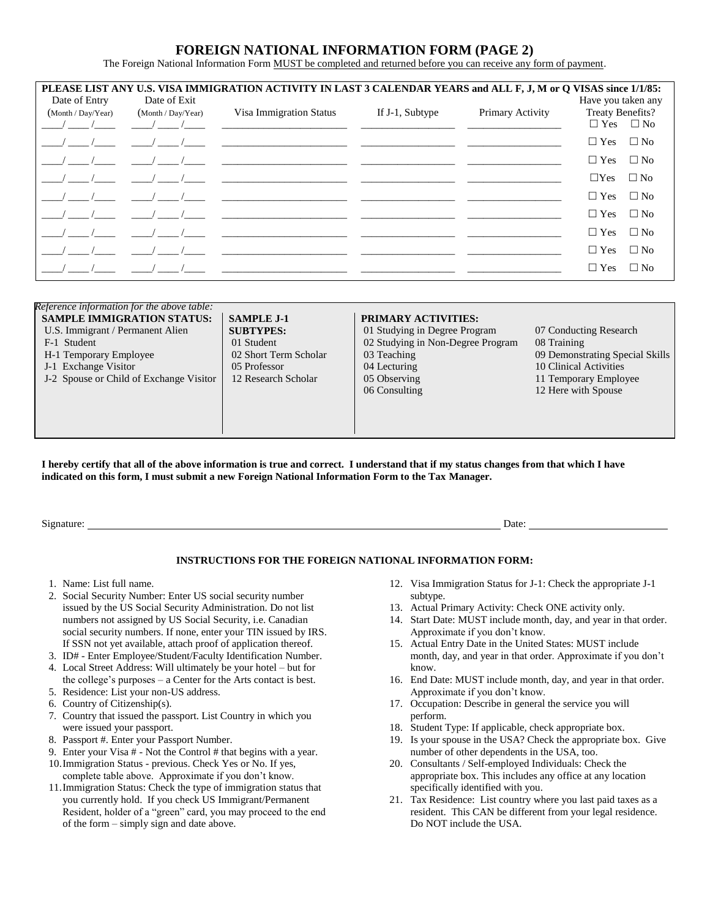# FOREIGN NATIONAL INFORMATION FORM (PAGE 2)

The Foreign National Information Form MUST be completed and returned before you can receive any form of payment.

**PLEASE LIST ANY U.S. VISA IMMIGRATION ACTIVITY IN LAST 3 CALENDAR YEARS and ALL F, J, M or Q VISAS since 1/1/85:**

| Date of Entry (Month / Day/Year) | Date of Exit (Month / Day/Year) | Visa Immigration Status | If J-1, Subtype | Primary Activity | Have you taken any Treaty Benefits? |
|---|---|---|---|---|---|
| ____/ ____ /____ | ____/ ____ /____ | | | | ☐ Yes ☐ No |
| ____/ ____ /____ | ____/ ____ /____ | | | | ☐ Yes ☐ No |
| ____/ ____ /____ | ____/ ____ /____ | | | | ☐ Yes ☐ No |
| ____/ ____ /____ | ____/ ____ /____ | | | | ☐Yes ☐ No |
| ____/ ____ /____ | ____/ ____ /____ | | | | ☐ Yes ☐ No |
| ____/ ____ /____ | ____/ ____ /____ | | | | ☐ Yes ☐ No |
| ____/ ____ /____ | ____/ ____ /____ | | | | ☐ Yes ☐ No |
| ____/ ____ /____ | ____/ ____ /____ | | | | ☐ Yes ☐ No |
| ____/ ____ /____ | ____/ ____ /____ | | | | ☐ Yes ☐ No |

*Reference information for the above table:*

| SAMPLE IMMIGRATION STATUS: | SAMPLE J-1 SUBTYPES: | PRIMARY ACTIVITIES: | |
|---|---|---|---|
| U.S. Immigrant / Permanent Alien | 01 Student | 01 Studying in Degree Program | 07 Conducting Research |
| F-1 Student | 02 Short Term Scholar | 02 Studying in Non-Degree Program | 08 Training |
| H-1 Temporary Employee | 05 Professor | 03 Teaching | 09 Demonstrating Special Skills |
| J-1 Exchange Visitor | 12 Research Scholar | 04 Lecturing | 10 Clinical Activities |
| J-2 Spouse or Child of Exchange Visitor | | 05 Observing | 11 Temporary Employee |
| | | 06 Consulting | 12 Here with Spouse |

**I hereby certify that all of the above information is true and correct. I understand that if my status changes from that which I have indicated on this form, I must submit a new Foreign National Information Form to the Tax Manager.**

Signature: ______________________________ Date: ______________

**INSTRUCTIONS FOR THE FOREIGN NATIONAL INFORMATION FORM:**

1. Name: List full name.
2. Social Security Number: Enter US social security number issued by the US Social Security Administration. Do not list numbers not assigned by US Social Security, i.e. Canadian social security numbers. If none, enter your TIN issued by IRS. If SSN not yet available, attach proof of application thereof.
3. ID# - Enter Employee/Student/Faculty Identification Number.
4. Local Street Address: Will ultimately be your hotel – but for the college's purposes – a Center for the Arts contact is best.
5. Residence: List your non-US address.
6. Country of Citizenship(s).
7. Country that issued the passport. List Country in which you were issued your passport.
8. Passport #. Enter your Passport Number.
9. Enter your Visa # - Not the Control # that begins with a year.
10. Immigration Status - previous. Check Yes or No. If yes, complete table above. Approximate if you don't know.
11. Immigration Status: Check the type of immigration status that you currently hold. If you check US Immigrant/Permanent Resident, holder of a "green" card, you may proceed to the end of the form – simply sign and date above.
12. Visa Immigration Status for J-1: Check the appropriate J-1 subtype.
13. Actual Primary Activity: Check ONE activity only.
14. Start Date: MUST include month, day, and year in that order. Approximate if you don't know.
15. Actual Entry Date in the United States: MUST include month, day, and year in that order. Approximate if you don't know.
16. End Date: MUST include month, day, and year in that order. Approximate if you don't know.
17. Occupation: Describe in general the service you will perform.
18. Student Type: If applicable, check appropriate box.
19. Is your spouse in the USA? Check the appropriate box. Give number of other dependents in the USA, too.
20. Consultants / Self-employed Individuals: Check the appropriate box. This includes any office at any location specifically identified with you.
21. Tax Residence: List country where you last paid taxes as a resident. This CAN be different from your legal residence. Do NOT include the USA.